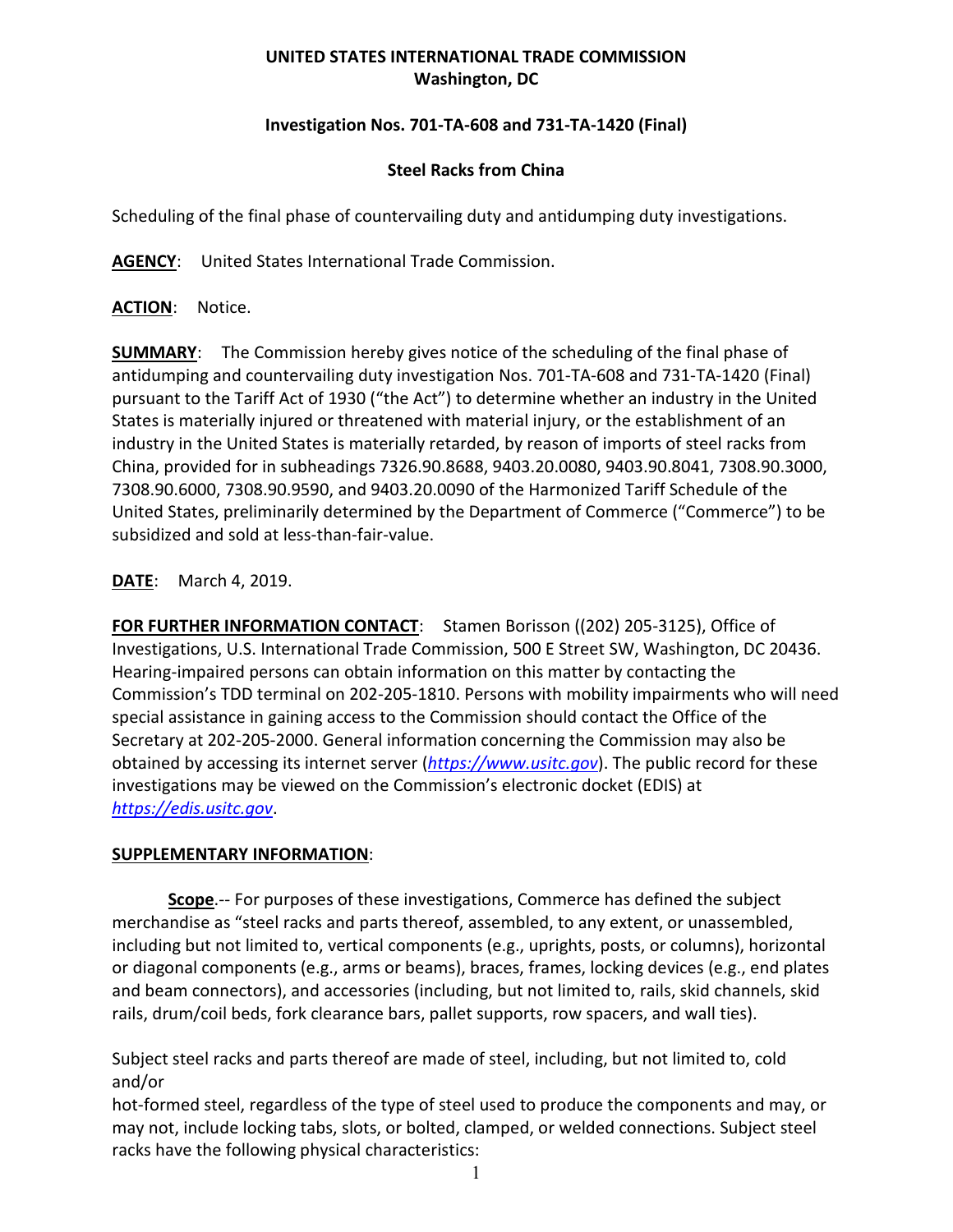**UNITED STATES INTERNATIONAL TRADE COMMISSION**
**Washington, DC**

**Investigation Nos. 701-TA-608 and 731-TA-1420 (Final)**

**Steel Racks from China**

Scheduling of the final phase of countervailing duty and antidumping duty investigations.

**AGENCY**: United States International Trade Commission.

**ACTION**: Notice.

**SUMMARY**: The Commission hereby gives notice of the scheduling of the final phase of antidumping and countervailing duty investigation Nos. 701-TA-608 and 731-TA-1420 (Final) pursuant to the Tariff Act of 1930 ("the Act") to determine whether an industry in the United States is materially injured or threatened with material injury, or the establishment of an industry in the United States is materially retarded, by reason of imports of steel racks from China, provided for in subheadings 7326.90.8688, 9403.20.0080, 9403.90.8041, 7308.90.3000, 7308.90.6000, 7308.90.9590, and 9403.20.0090 of the Harmonized Tariff Schedule of the United States, preliminarily determined by the Department of Commerce ("Commerce") to be subsidized and sold at less-than-fair-value.

**DATE**: March 4, 2019.

**FOR FURTHER INFORMATION CONTACT**: Stamen Borisson ((202) 205-3125), Office of Investigations, U.S. International Trade Commission, 500 E Street SW, Washington, DC 20436. Hearing-impaired persons can obtain information on this matter by contacting the Commission's TDD terminal on 202-205-1810. Persons with mobility impairments who will need special assistance in gaining access to the Commission should contact the Office of the Secretary at 202-205-2000. General information concerning the Commission may also be obtained by accessing its internet server (*https://www.usitc.gov*). The public record for these investigations may be viewed on the Commission's electronic docket (EDIS) at *https://edis.usitc.gov*.

**SUPPLEMENTARY INFORMATION**:

**Scope**.-- For purposes of these investigations, Commerce has defined the subject merchandise as "steel racks and parts thereof, assembled, to any extent, or unassembled, including but not limited to, vertical components (e.g., uprights, posts, or columns), horizontal or diagonal components (e.g., arms or beams), braces, frames, locking devices (e.g., end plates and beam connectors), and accessories (including, but not limited to, rails, skid channels, skid rails, drum/coil beds, fork clearance bars, pallet supports, row spacers, and wall ties).

Subject steel racks and parts thereof are made of steel, including, but not limited to, cold and/or hot-formed steel, regardless of the type of steel used to produce the components and may, or may not, include locking tabs, slots, or bolted, clamped, or welded connections. Subject steel racks have the following physical characteristics: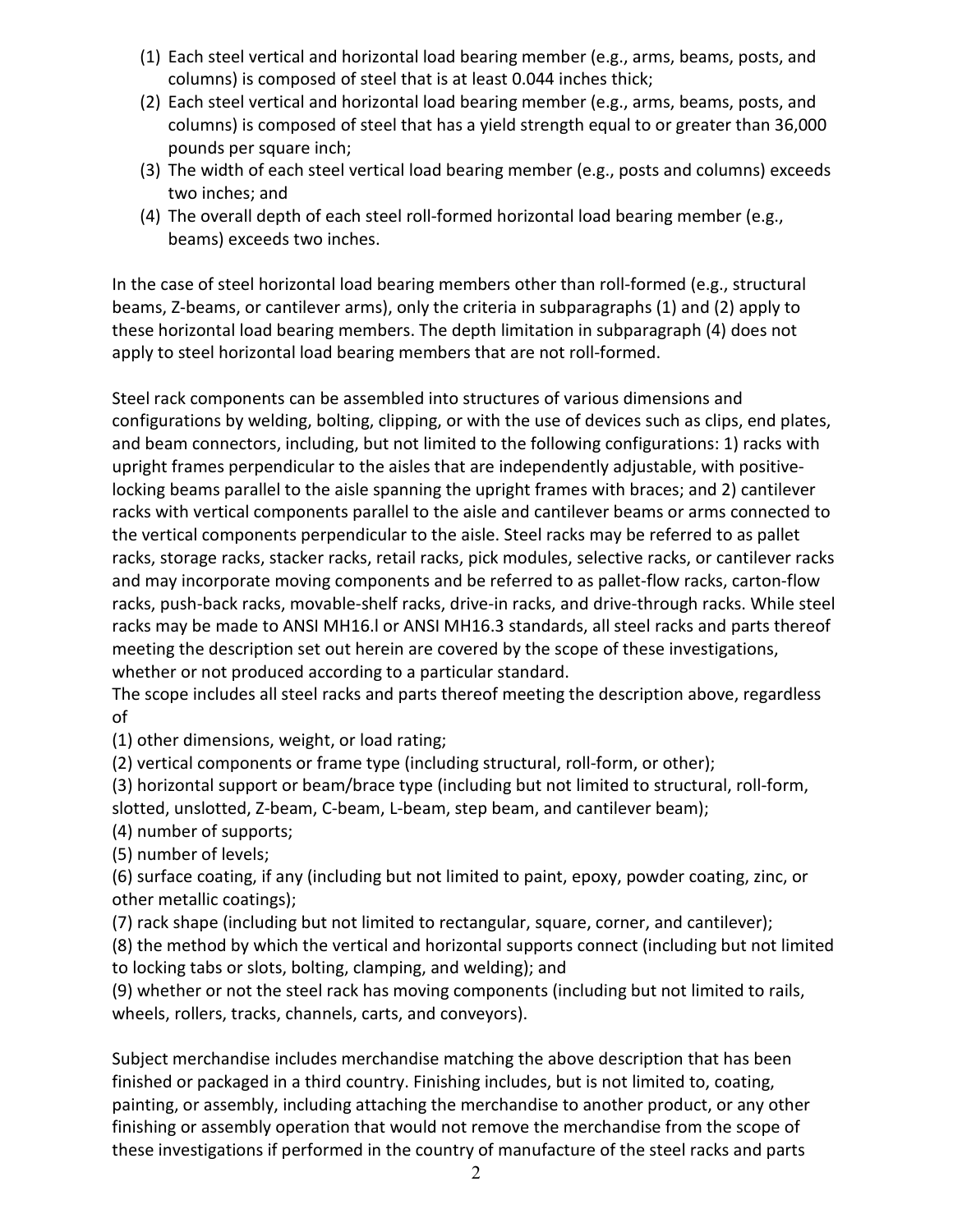(1) Each steel vertical and horizontal load bearing member (e.g., arms, beams, posts, and columns) is composed of steel that is at least 0.044 inches thick;
(2) Each steel vertical and horizontal load bearing member (e.g., arms, beams, posts, and columns) is composed of steel that has a yield strength equal to or greater than 36,000 pounds per square inch;
(3) The width of each steel vertical load bearing member (e.g., posts and columns) exceeds two inches; and
(4) The overall depth of each steel roll-formed horizontal load bearing member (e.g., beams) exceeds two inches.

In the case of steel horizontal load bearing members other than roll-formed (e.g., structural beams, Z-beams, or cantilever arms), only the criteria in subparagraphs (1) and (2) apply to these horizontal load bearing members. The depth limitation in subparagraph (4) does not apply to steel horizontal load bearing members that are not roll-formed.

Steel rack components can be assembled into structures of various dimensions and configurations by welding, bolting, clipping, or with the use of devices such as clips, end plates, and beam connectors, including, but not limited to the following configurations: 1) racks with upright frames perpendicular to the aisles that are independently adjustable, with positive-locking beams parallel to the aisle spanning the upright frames with braces; and 2) cantilever racks with vertical components parallel to the aisle and cantilever beams or arms connected to the vertical components perpendicular to the aisle. Steel racks may be referred to as pallet racks, storage racks, stacker racks, retail racks, pick modules, selective racks, or cantilever racks and may incorporate moving components and be referred to as pallet-flow racks, carton-flow racks, push-back racks, movable-shelf racks, drive-in racks, and drive-through racks. While steel racks may be made to ANSI MH16.l or ANSI MH16.3 standards, all steel racks and parts thereof meeting the description set out herein are covered by the scope of these investigations, whether or not produced according to a particular standard.
The scope includes all steel racks and parts thereof meeting the description above, regardless of
(1) other dimensions, weight, or load rating;
(2) vertical components or frame type (including structural, roll-form, or other);
(3) horizontal support or beam/brace type (including but not limited to structural, roll-form, slotted, unslotted, Z-beam, C-beam, L-beam, step beam, and cantilever beam);
(4) number of supports;
(5) number of levels;
(6) surface coating, if any (including but not limited to paint, epoxy, powder coating, zinc, or other metallic coatings);
(7) rack shape (including but not limited to rectangular, square, corner, and cantilever);
(8) the method by which the vertical and horizontal supports connect (including but not limited to locking tabs or slots, bolting, clamping, and welding); and
(9) whether or not the steel rack has moving components (including but not limited to rails, wheels, rollers, tracks, channels, carts, and conveyors).

Subject merchandise includes merchandise matching the above description that has been finished or packaged in a third country. Finishing includes, but is not limited to, coating, painting, or assembly, including attaching the merchandise to another product, or any other finishing or assembly operation that would not remove the merchandise from the scope of these investigations if performed in the country of manufacture of the steel racks and parts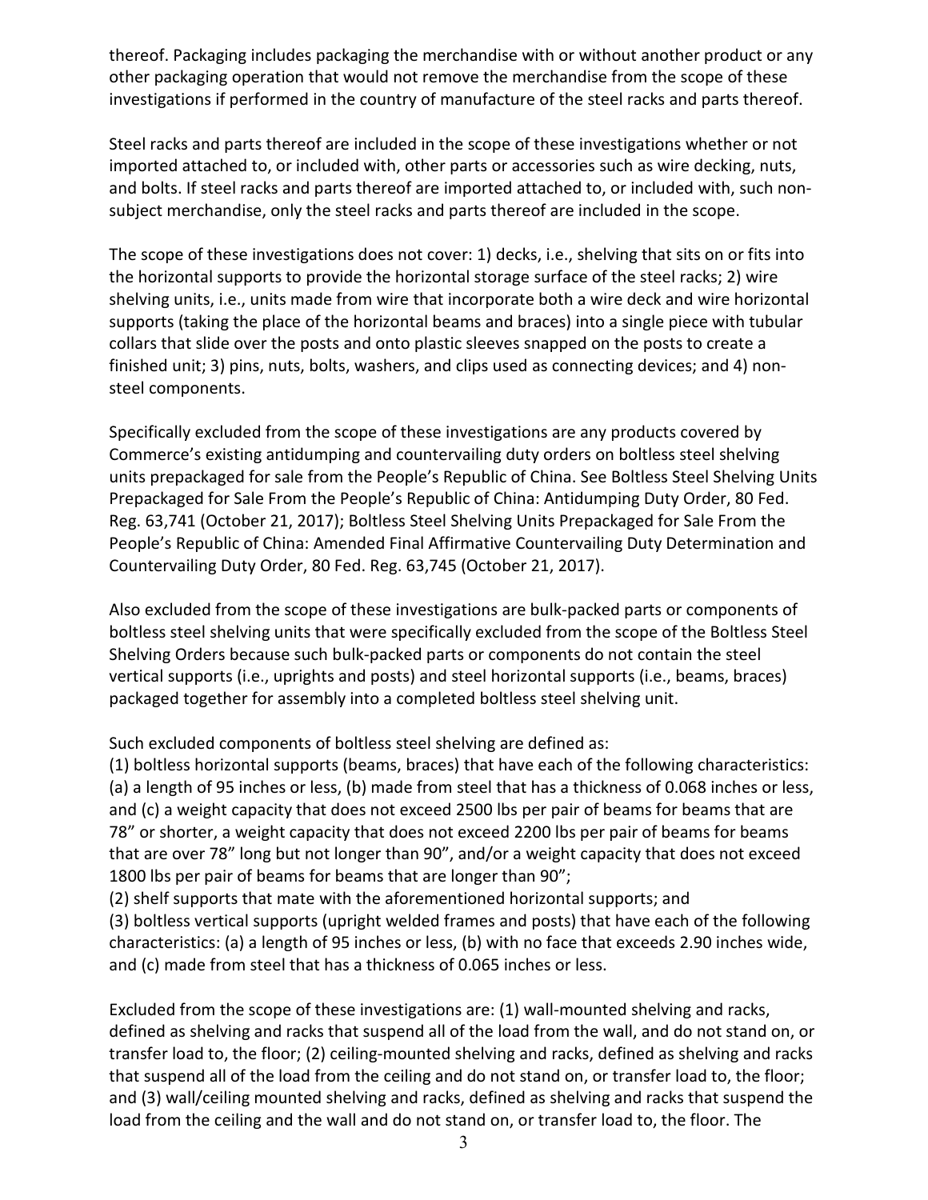thereof. Packaging includes packaging the merchandise with or without another product or any other packaging operation that would not remove the merchandise from the scope of these investigations if performed in the country of manufacture of the steel racks and parts thereof.

Steel racks and parts thereof are included in the scope of these investigations whether or not imported attached to, or included with, other parts or accessories such as wire decking, nuts, and bolts. If steel racks and parts thereof are imported attached to, or included with, such non-subject merchandise, only the steel racks and parts thereof are included in the scope.

The scope of these investigations does not cover: 1) decks, i.e., shelving that sits on or fits into the horizontal supports to provide the horizontal storage surface of the steel racks; 2) wire shelving units, i.e., units made from wire that incorporate both a wire deck and wire horizontal supports (taking the place of the horizontal beams and braces) into a single piece with tubular collars that slide over the posts and onto plastic sleeves snapped on the posts to create a finished unit; 3) pins, nuts, bolts, washers, and clips used as connecting devices; and 4) non-steel components.

Specifically excluded from the scope of these investigations are any products covered by Commerce's existing antidumping and countervailing duty orders on boltless steel shelving units prepackaged for sale from the People's Republic of China. See Boltless Steel Shelving Units Prepackaged for Sale From the People's Republic of China: Antidumping Duty Order, 80 Fed. Reg. 63,741 (October 21, 2017); Boltless Steel Shelving Units Prepackaged for Sale From the People's Republic of China: Amended Final Affirmative Countervailing Duty Determination and Countervailing Duty Order, 80 Fed. Reg. 63,745 (October 21, 2017).

Also excluded from the scope of these investigations are bulk-packed parts or components of boltless steel shelving units that were specifically excluded from the scope of the Boltless Steel Shelving Orders because such bulk-packed parts or components do not contain the steel vertical supports (i.e., uprights and posts) and steel horizontal supports (i.e., beams, braces) packaged together for assembly into a completed boltless steel shelving unit.

Such excluded components of boltless steel shelving are defined as:
(1) boltless horizontal supports (beams, braces) that have each of the following characteristics: (a) a length of 95 inches or less, (b) made from steel that has a thickness of 0.068 inches or less, and (c) a weight capacity that does not exceed 2500 lbs per pair of beams for beams that are 78" or shorter, a weight capacity that does not exceed 2200 lbs per pair of beams for beams that are over 78" long but not longer than 90", and/or a weight capacity that does not exceed 1800 lbs per pair of beams for beams that are longer than 90";
(2) shelf supports that mate with the aforementioned horizontal supports; and
(3) boltless vertical supports (upright welded frames and posts) that have each of the following characteristics: (a) a length of 95 inches or less, (b) with no face that exceeds 2.90 inches wide, and (c) made from steel that has a thickness of 0.065 inches or less.

Excluded from the scope of these investigations are: (1) wall-mounted shelving and racks, defined as shelving and racks that suspend all of the load from the wall, and do not stand on, or transfer load to, the floor; (2) ceiling-mounted shelving and racks, defined as shelving and racks that suspend all of the load from the ceiling and do not stand on, or transfer load to, the floor; and (3) wall/ceiling mounted shelving and racks, defined as shelving and racks that suspend the load from the ceiling and the wall and do not stand on, or transfer load to, the floor. The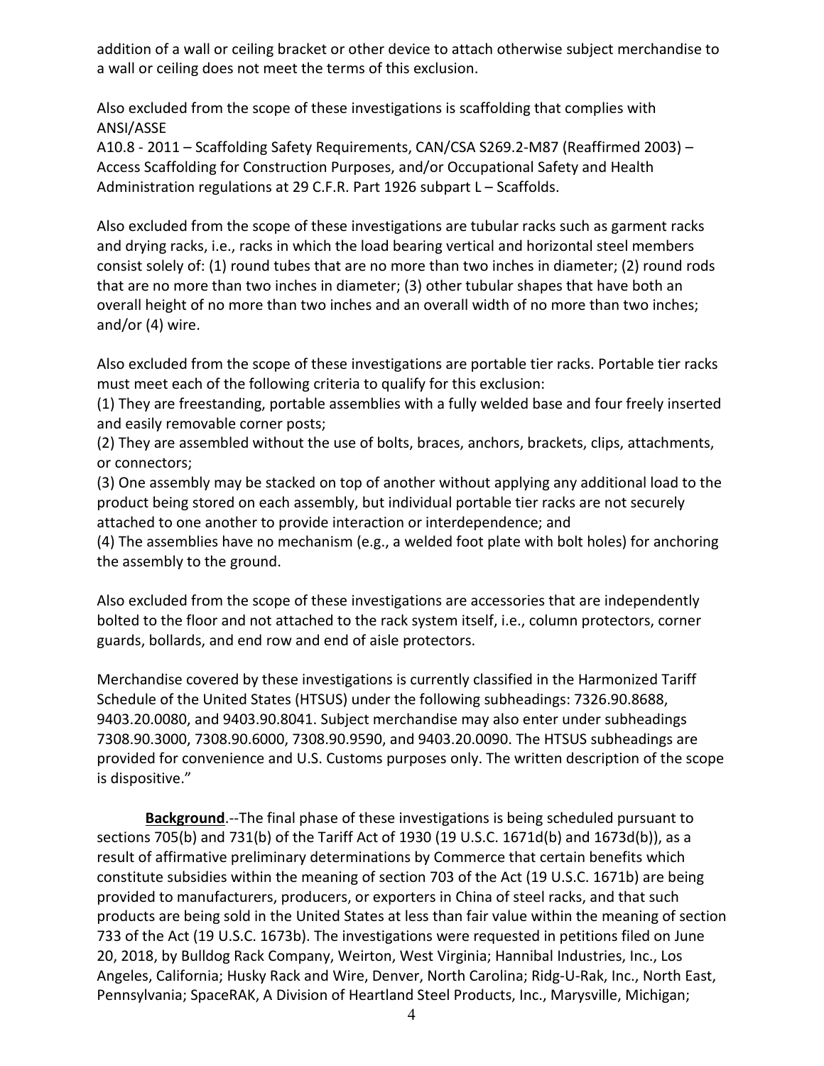addition of a wall or ceiling bracket or other device to attach otherwise subject merchandise to a wall or ceiling does not meet the terms of this exclusion.

Also excluded from the scope of these investigations is scaffolding that complies with ANSI/ASSE
A10.8 - 2011 – Scaffolding Safety Requirements, CAN/CSA S269.2-M87 (Reaffirmed 2003) – Access Scaffolding for Construction Purposes, and/or Occupational Safety and Health Administration regulations at 29 C.F.R. Part 1926 subpart L – Scaffolds.

Also excluded from the scope of these investigations are tubular racks such as garment racks and drying racks, i.e., racks in which the load bearing vertical and horizontal steel members consist solely of: (1) round tubes that are no more than two inches in diameter; (2) round rods that are no more than two inches in diameter; (3) other tubular shapes that have both an overall height of no more than two inches and an overall width of no more than two inches; and/or (4) wire.

Also excluded from the scope of these investigations are portable tier racks. Portable tier racks must meet each of the following criteria to qualify for this exclusion:
(1) They are freestanding, portable assemblies with a fully welded base and four freely inserted and easily removable corner posts;
(2) They are assembled without the use of bolts, braces, anchors, brackets, clips, attachments, or connectors;
(3) One assembly may be stacked on top of another without applying any additional load to the product being stored on each assembly, but individual portable tier racks are not securely attached to one another to provide interaction or interdependence; and
(4) The assemblies have no mechanism (e.g., a welded foot plate with bolt holes) for anchoring the assembly to the ground.

Also excluded from the scope of these investigations are accessories that are independently bolted to the floor and not attached to the rack system itself, i.e., column protectors, corner guards, bollards, and end row and end of aisle protectors.

Merchandise covered by these investigations is currently classified in the Harmonized Tariff Schedule of the United States (HTSUS) under the following subheadings: 7326.90.8688, 9403.20.0080, and 9403.90.8041. Subject merchandise may also enter under subheadings 7308.90.3000, 7308.90.6000, 7308.90.9590, and 9403.20.0090. The HTSUS subheadings are provided for convenience and U.S. Customs purposes only. The written description of the scope is dispositive."

**Background**.--The final phase of these investigations is being scheduled pursuant to sections 705(b) and 731(b) of the Tariff Act of 1930 (19 U.S.C. 1671d(b) and 1673d(b)), as a result of affirmative preliminary determinations by Commerce that certain benefits which constitute subsidies within the meaning of section 703 of the Act (19 U.S.C. 1671b) are being provided to manufacturers, producers, or exporters in China of steel racks, and that such products are being sold in the United States at less than fair value within the meaning of section 733 of the Act (19 U.S.C. 1673b). The investigations were requested in petitions filed on June 20, 2018, by Bulldog Rack Company, Weirton, West Virginia; Hannibal Industries, Inc., Los Angeles, California; Husky Rack and Wire, Denver, North Carolina; Ridg-U-Rak, Inc., North East, Pennsylvania; SpaceRAK, A Division of Heartland Steel Products, Inc., Marysville, Michigan;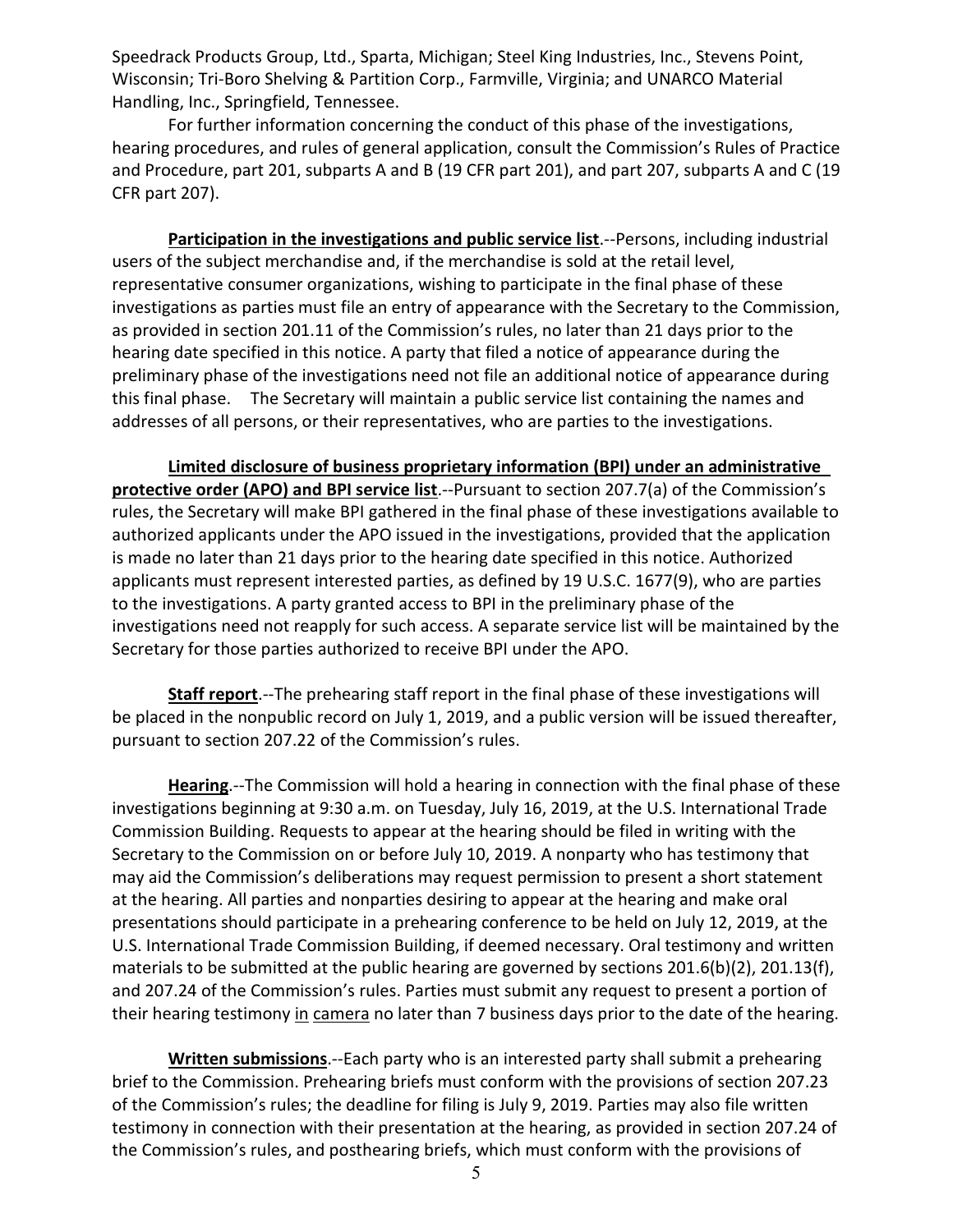Speedrack Products Group, Ltd., Sparta, Michigan; Steel King Industries, Inc., Stevens Point, Wisconsin; Tri-Boro Shelving & Partition Corp., Farmville, Virginia; and UNARCO Material Handling, Inc., Springfield, Tennessee.

For further information concerning the conduct of this phase of the investigations, hearing procedures, and rules of general application, consult the Commission's Rules of Practice and Procedure, part 201, subparts A and B (19 CFR part 201), and part 207, subparts A and C (19 CFR part 207).

**Participation in the investigations and public service list**.--Persons, including industrial users of the subject merchandise and, if the merchandise is sold at the retail level, representative consumer organizations, wishing to participate in the final phase of these investigations as parties must file an entry of appearance with the Secretary to the Commission, as provided in section 201.11 of the Commission's rules, no later than 21 days prior to the hearing date specified in this notice. A party that filed a notice of appearance during the preliminary phase of the investigations need not file an additional notice of appearance during this final phase. The Secretary will maintain a public service list containing the names and addresses of all persons, or their representatives, who are parties to the investigations.

**Limited disclosure of business proprietary information (BPI) under an administrative protective order (APO) and BPI service list**.--Pursuant to section 207.7(a) of the Commission's rules, the Secretary will make BPI gathered in the final phase of these investigations available to authorized applicants under the APO issued in the investigations, provided that the application is made no later than 21 days prior to the hearing date specified in this notice. Authorized applicants must represent interested parties, as defined by 19 U.S.C. 1677(9), who are parties to the investigations. A party granted access to BPI in the preliminary phase of the investigations need not reapply for such access. A separate service list will be maintained by the Secretary for those parties authorized to receive BPI under the APO.

**Staff report**.--The prehearing staff report in the final phase of these investigations will be placed in the nonpublic record on July 1, 2019, and a public version will be issued thereafter, pursuant to section 207.22 of the Commission's rules.

**Hearing**.--The Commission will hold a hearing in connection with the final phase of these investigations beginning at 9:30 a.m. on Tuesday, July 16, 2019, at the U.S. International Trade Commission Building. Requests to appear at the hearing should be filed in writing with the Secretary to the Commission on or before July 10, 2019. A nonparty who has testimony that may aid the Commission's deliberations may request permission to present a short statement at the hearing. All parties and nonparties desiring to appear at the hearing and make oral presentations should participate in a prehearing conference to be held on July 12, 2019, at the U.S. International Trade Commission Building, if deemed necessary. Oral testimony and written materials to be submitted at the public hearing are governed by sections 201.6(b)(2), 201.13(f), and 207.24 of the Commission's rules. Parties must submit any request to present a portion of their hearing testimony in camera no later than 7 business days prior to the date of the hearing.

**Written submissions**.--Each party who is an interested party shall submit a prehearing brief to the Commission. Prehearing briefs must conform with the provisions of section 207.23 of the Commission's rules; the deadline for filing is July 9, 2019. Parties may also file written testimony in connection with their presentation at the hearing, as provided in section 207.24 of the Commission's rules, and posthearing briefs, which must conform with the provisions of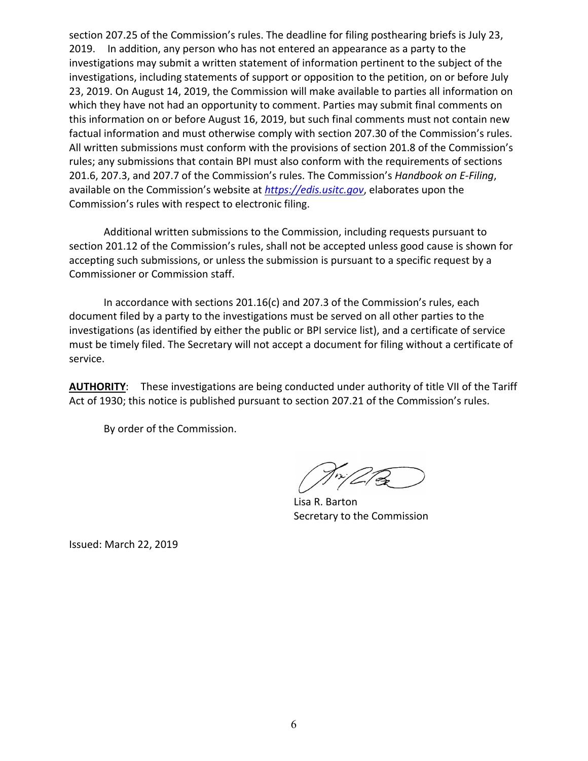section 207.25 of the Commission's rules. The deadline for filing posthearing briefs is July 23, 2019. In addition, any person who has not entered an appearance as a party to the investigations may submit a written statement of information pertinent to the subject of the investigations, including statements of support or opposition to the petition, on or before July 23, 2019. On August 14, 2019, the Commission will make available to parties all information on which they have not had an opportunity to comment. Parties may submit final comments on this information on or before August 16, 2019, but such final comments must not contain new factual information and must otherwise comply with section 207.30 of the Commission's rules. All written submissions must conform with the provisions of section 201.8 of the Commission's rules; any submissions that contain BPI must also conform with the requirements of sections 201.6, 207.3, and 207.7 of the Commission's rules. The Commission's *Handbook on E-Filing*, available on the Commission's website at *https://edis.usitc.gov*, elaborates upon the Commission's rules with respect to electronic filing.

Additional written submissions to the Commission, including requests pursuant to section 201.12 of the Commission's rules, shall not be accepted unless good cause is shown for accepting such submissions, or unless the submission is pursuant to a specific request by a Commissioner or Commission staff.

In accordance with sections 201.16(c) and 207.3 of the Commission's rules, each document filed by a party to the investigations must be served on all other parties to the investigations (as identified by either the public or BPI service list), and a certificate of service must be timely filed. The Secretary will not accept a document for filing without a certificate of service.

**AUTHORITY**: These investigations are being conducted under authority of title VII of the Tariff Act of 1930; this notice is published pursuant to section 207.21 of the Commission's rules.

By order of the Commission.

Lisa R. Barton
Secretary to the Commission

Issued: March 22, 2019